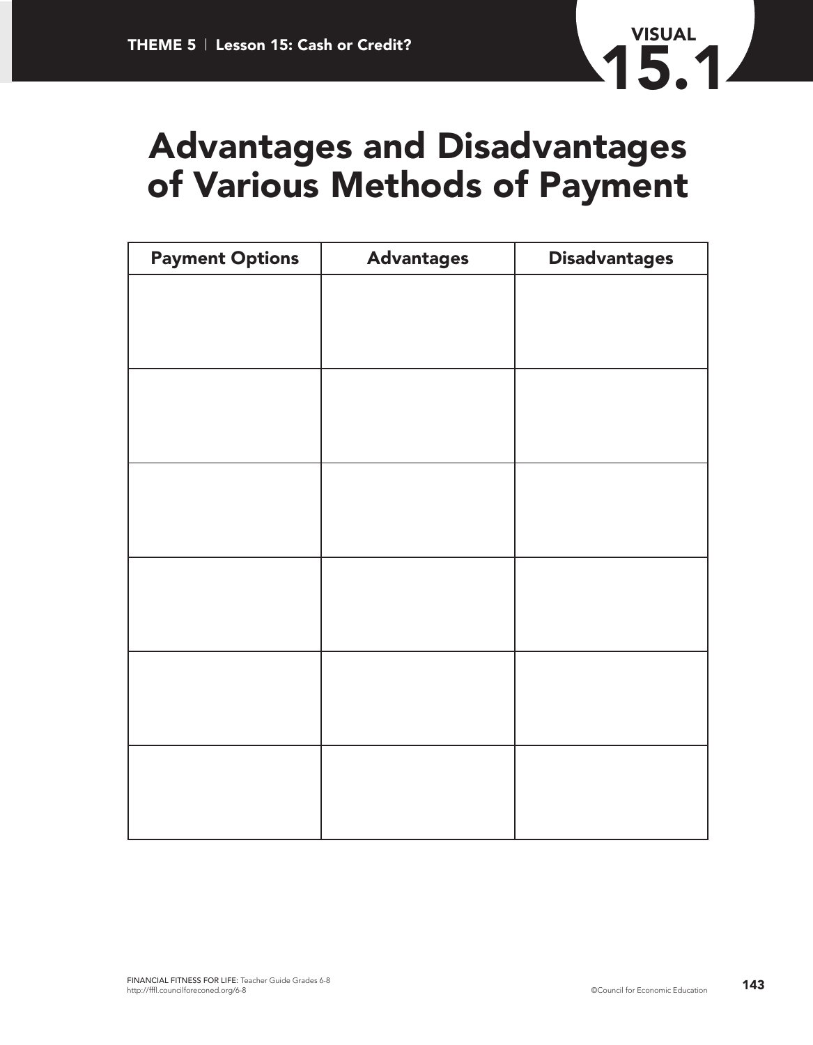VISUAL 15.1

# Advantages and Disadvantages of Various Methods of Payment

| Payment Options | Advantages | Disadvantages |
|---|---|---|
| | | |
| | | |
| | | |
| | | |
| | | |
| | | |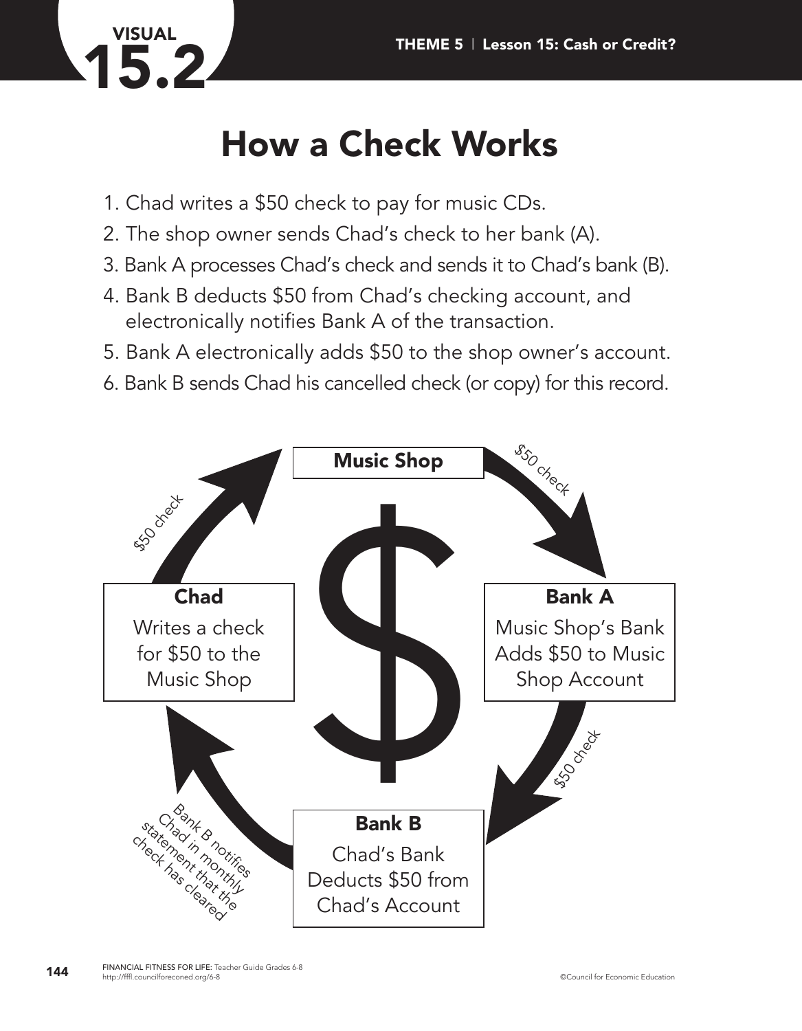**VISUAL 15.2**

# How a Check Works

1. Chad writes a $50 check to pay for music CDs.
2. The shop owner sends Chad's check to her bank (A).
3. Bank A processes Chad's check and sends it to Chad's bank (B).
4. Bank B deducts $50 from Chad's checking account, and electronically notifies Bank A of the transaction.
5. Bank A electronically adds $50 to the shop owner's account.
6. Bank B sends Chad his cancelled check (or copy) for this record.

**Music Shop**

$50 check

**Bank A**

Music Shop's Bank Adds $50 to Music Shop Account

$50 check

**Bank B**

Chad's Bank Deducts $50 from Chad's Account

Bank B notifies Chad in monthly statement that the check has cleared

**Chad**

Writes a check for $50 to the Music Shop

$50 check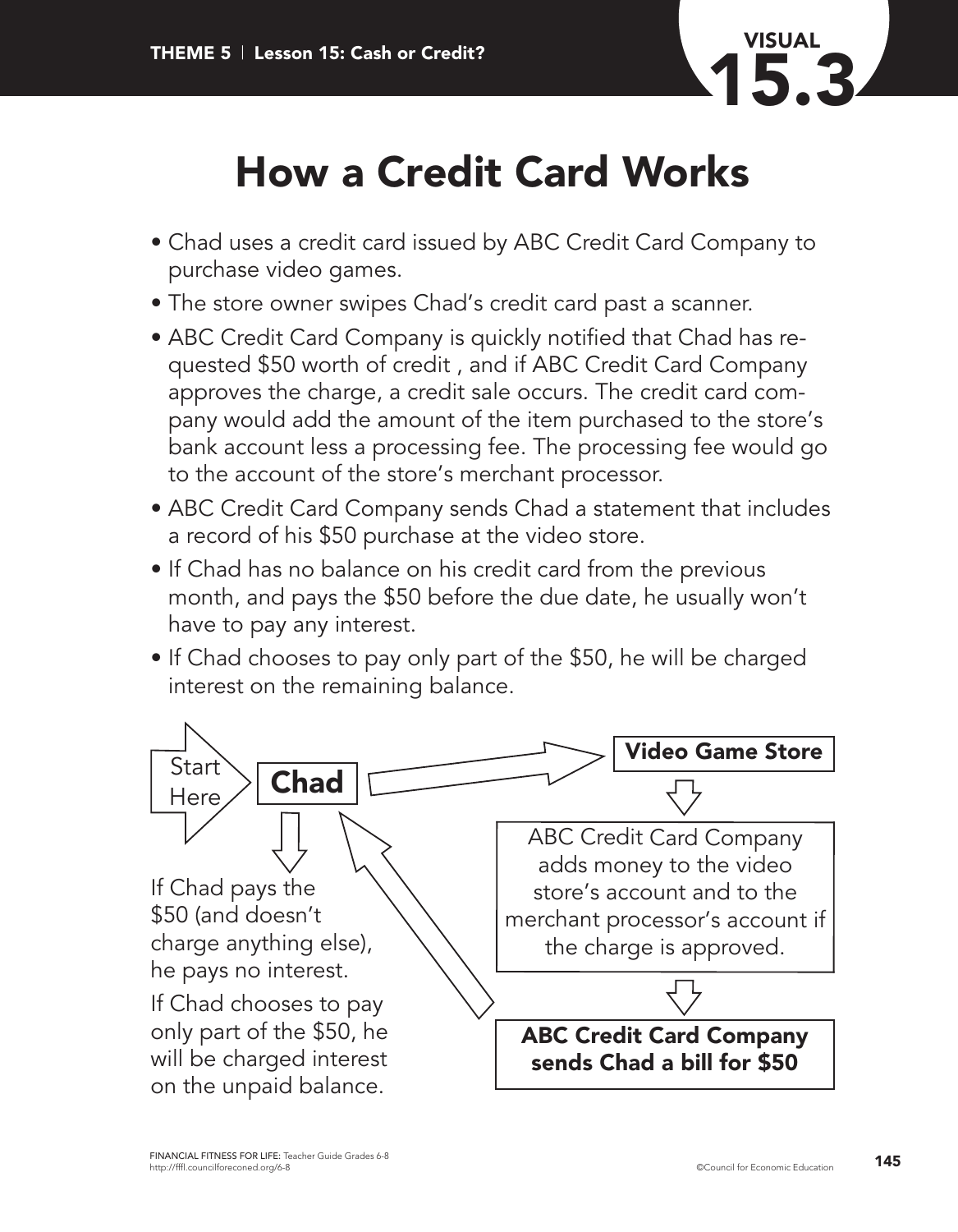VISUAL 15.3

# How a Credit Card Works

- Chad uses a credit card issued by ABC Credit Card Company to purchase video games.
- The store owner swipes Chad's credit card past a scanner.
- ABC Credit Card Company is quickly notified that Chad has requested $50 worth of credit , and if ABC Credit Card Company approves the charge, a credit sale occurs. The credit card company would add the amount of the item purchased to the store's bank account less a processing fee. The processing fee would go to the account of the store's merchant processor.
- ABC Credit Card Company sends Chad a statement that includes a record of his $50 purchase at the video store.
- If Chad has no balance on his credit card from the previous month, and pays the $50 before the due date, he usually won't have to pay any interest.
- If Chad chooses to pay only part of the $50, he will be charged interest on the remaining balance.

Start Here → **Chad** → **Video Game Store**

↓

ABC Credit Card Company adds money to the video store's account and to the merchant processor's account if the charge is approved.

↓

**ABC Credit Card Company sends Chad a bill for $50** → **Chad**

If Chad pays the $50 (and doesn't charge anything else), he pays no interest.

If Chad chooses to pay only part of the $50, he will be charged interest on the unpaid balance.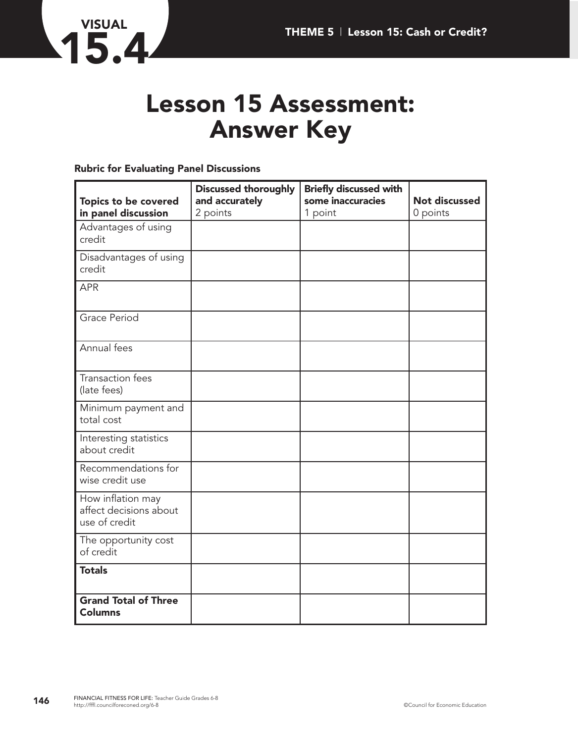VISUAL 15.4

# Lesson 15 Assessment: Answer Key

**Rubric for Evaluating Panel Discussions**

| **Topics to be covered in panel discussion** | **Discussed thoroughly and accurately** 2 points | **Briefly discussed with some inaccuracies** 1 point | **Not discussed** 0 points |
|---|---|---|---|
| Advantages of using credit | | | |
| Disadvantages of using credit | | | |
| APR | | | |
| Grace Period | | | |
| Annual fees | | | |
| Transaction fees (late fees) | | | |
| Minimum payment and total cost | | | |
| Interesting statistics about credit | | | |
| Recommendations for wise credit use | | | |
| How inflation may affect decisions about use of credit | | | |
| The opportunity cost of credit | | | |
| **Totals** | | | |
| **Grand Total of Three Columns** | | | |